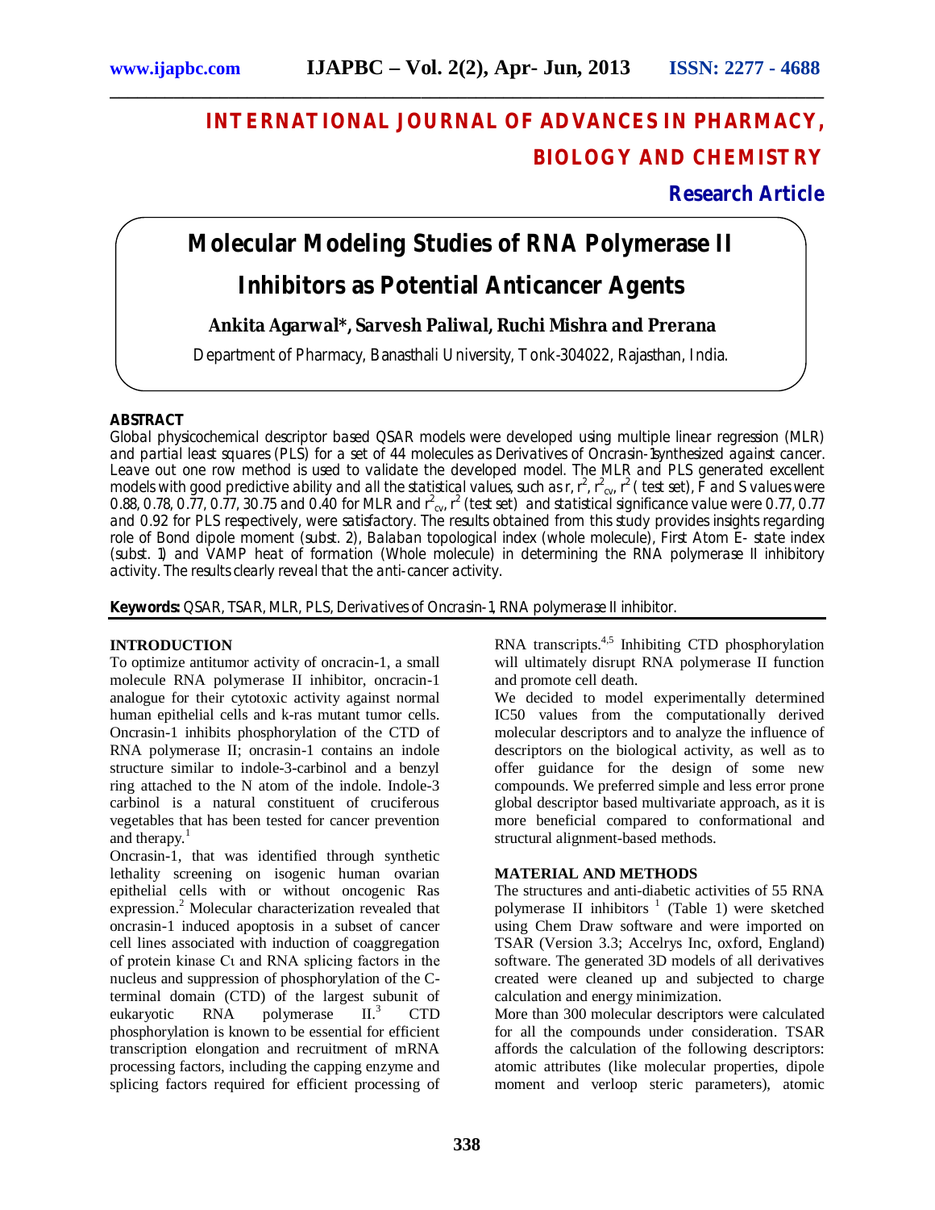# INTERNATIONAL JOURNAL OF ADVANCES IN PHARMACY, BIOLOGY AND CHEMISTRY

**Research Article**

# Molecular Modeling Studies of RNA Polymerase II Inhibitors as Potential Anticancer Agents

**Ankita Agarwal*, Sarvesh Paliwal, Ruchi Mishra and Prerana**

Department of Pharmacy, Banasthali University, Tonk-304022, Rajasthan, India.

## ABSTRACT

Global physicochemical descriptor based QSAR models were developed using multiple linear regression (MLR) and partial least squares (PLS) for a set of 44 molecules as Derivatives of Oncrasin-1synthesized against cancer. Leave out one row method is used to validate the developed model. The MLR and PLS generated excellent models with good predictive ability and all the statistical values, such as r, $r^2$, $r^2_{cv}$, $r^2$ ( test set), F and S values were 0.88, 0.78, 0.77, 0.77, 30.75 and 0.40 for MLR and $r^2_{cv}$, $r^2$ (test set) and statistical significance value were 0.77, 0.77 and 0.92 for PLS respectively, were satisfactory. The results obtained from this study provides insights regarding role of Bond dipole moment (subst. 2), Balaban topological index (whole molecule), First Atom E- state index (subst. 1) and VAMP heat of formation (Whole molecule) in determining the RNA polymerase II inhibitory activity. The results clearly reveal that the anti-cancer activity.

**Keywords:** QSAR, TSAR, MLR, PLS, Derivatives of Oncrasin-1, RNA polymerase II inhibitor.

## INTRODUCTION

To optimize antitumor activity of oncracin-1, a small molecule RNA polymerase II inhibitor, oncracin-1 analogue for their cytotoxic activity against normal human epithelial cells and k-ras mutant tumor cells. Oncrasin-1 inhibits phosphorylation of the CTD of RNA polymerase II; oncrasin-1 contains an indole structure similar to indole-3-carbinol and a benzyl ring attached to the N atom of the indole. Indole-3 carbinol is a natural constituent of cruciferous vegetables that has been tested for cancer prevention and therapy.[1]

Oncrasin-1, that was identified through synthetic lethality screening on isogenic human ovarian epithelial cells with or without oncogenic Ras expression.[2] Molecular characterization revealed that oncrasin-1 induced apoptosis in a subset of cancer cell lines associated with induction of coaggregation of protein kinase Cι and RNA splicing factors in the nucleus and suppression of phosphorylation of the C-terminal domain (CTD) of the largest subunit of eukaryotic RNA polymerase II.[3] CTD phosphorylation is known to be essential for efficient transcription elongation and recruitment of mRNA processing factors, including the capping enzyme and splicing factors required for efficient processing of RNA transcripts.[4,5] Inhibiting CTD phosphorylation will ultimately disrupt RNA polymerase II function and promote cell death.

We decided to model experimentally determined IC50 values from the computationally derived molecular descriptors and to analyze the influence of descriptors on the biological activity, as well as to offer guidance for the design of some new compounds. We preferred simple and less error prone global descriptor based multivariate approach, as it is more beneficial compared to conformational and structural alignment-based methods.

## MATERIAL AND METHODS

The structures and anti-diabetic activities of 55 RNA polymerase II inhibitors [1] (Table 1) were sketched using Chem Draw software and were imported on TSAR (Version 3.3; Accelrys Inc, oxford, England) software. The generated 3D models of all derivatives created were cleaned up and subjected to charge calculation and energy minimization.

More than 300 molecular descriptors were calculated for all the compounds under consideration. TSAR affords the calculation of the following descriptors: atomic attributes (like molecular properties, dipole moment and verloop steric parameters), atomic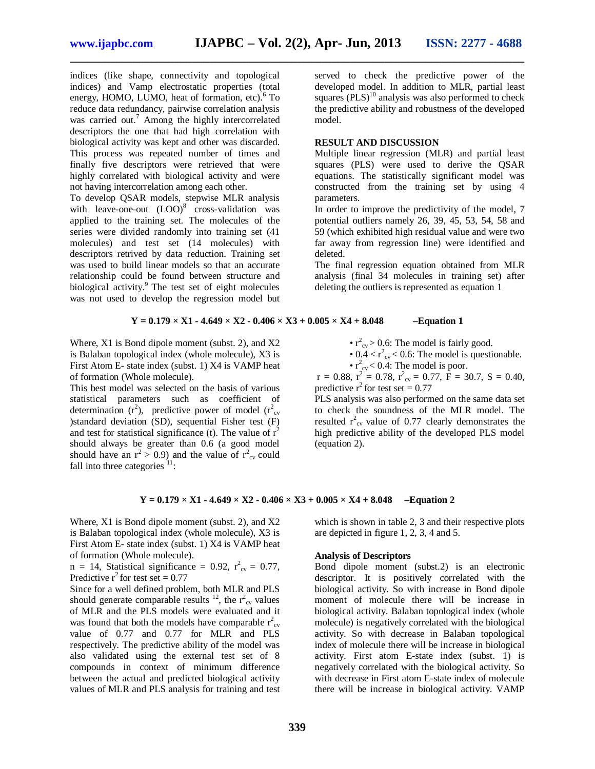indices (like shape, connectivity and topological indices) and Vamp electrostatic properties (total energy, HOMO, LUMO, heat of formation, etc).[6] To reduce data redundancy, pairwise correlation analysis was carried out.[7] Among the highly intercorrelated descriptors the one that had high correlation with biological activity was kept and other was discarded. This process was repeated number of times and finally five descriptors were retrieved that were highly correlated with biological activity and were not having intercorrelation among each other.

To develop QSAR models, stepwise MLR analysis with leave-one-out (LOO)[8] cross-validation was applied to the training set. The molecules of the series were divided randomly into training set (41 molecules) and test set (14 molecules) with descriptors retrived by data reduction. Training set was used to build linear models so that an accurate relationship could be found between structure and biological activity.[9] The test set of eight molecules was not used to develop the regression model but served to check the predictive power of the developed model. In addition to MLR, partial least squares (PLS)[10] analysis was also performed to check the predictive ability and robustness of the developed model.

## RESULT AND DISCUSSION

Multiple linear regression (MLR) and partial least squares (PLS) were used to derive the QSAR equations. The statistically significant model was constructed from the training set by using 4 parameters.

In order to improve the predictivity of the model, 7 potential outliers namely 26, 39, 45, 53, 54, 58 and 59 (which exhibited high residual value and were two far away from regression line) were identified and deleted.

The final regression equation obtained from MLR analysis (final 34 molecules in training set) after deleting the outliers is represented as equation 1

$$Y = 0.179 \times X1 - 4.649 \times X2 - 0.406 \times X3 + 0.005 \times X4 + 8.048 \quad \text{–Equation 1}$$

Where, X1 is Bond dipole moment (subst. 2), and X2 is Balaban topological index (whole molecule), X3 is First Atom E- state index (subst. 1) X4 is VAMP heat of formation (Whole molecule).

This best model was selected on the basis of various statistical parameters such as coefficient of determination ($r^2$), predictive power of model ($r^2_{cv}$)standard deviation (SD), sequential Fisher test (F) and test for statistical significance (t). The value of $r^2$ should always be greater than 0.6 (a good model should have an $r^2 > 0.9$) and the value of $r^2_{cv}$ could fall into three categories [11]:

- $r^2_{cv} > 0.6$: The model is fairly good.
- $0.4 < r^2_{cv} < 0.6$: The model is questionable.
- $r^2_{cv} < 0.4$: The model is poor.

$r = 0.88$, $r^2 = 0.78$, $r^2_{cv} = 0.77$, $F = 30.7$, $S = 0.40$, predictive $r^2$ for test set = 0.77

PLS analysis was also performed on the same data set to check the soundness of the MLR model. The resulted $r^2_{cv}$ value of 0.77 clearly demonstrates the high predictive ability of the developed PLS model (equation 2).

$$Y = 0.179 \times X1 - 4.649 \times X2 - 0.406 \times X3 + 0.005 \times X4 + 8.048 \quad \text{–Equation 2}$$

Where, X1 is Bond dipole moment (subst. 2), and X2 is Balaban topological index (whole molecule), X3 is First Atom E- state index (subst. 1) X4 is VAMP heat of formation (Whole molecule).

$n = 14$, Statistical significance = 0.92, $r^2_{cv} = 0.77$, Predictive $r^2$ for test set = 0.77

Since for a well defined problem, both MLR and PLS should generate comparable results [12], the $r^2_{cv}$ values of MLR and the PLS models were evaluated and it was found that both the models have comparable $r^2_{cv}$ value of 0.77 and 0.77 for MLR and PLS respectively. The predictive ability of the model was also validated using the external test set of 8 compounds in context of minimum difference between the actual and predicted biological activity values of MLR and PLS analysis for training and test which is shown in table 2, 3 and their respective plots are depicted in figure 1, 2, 3, 4 and 5.

### Analysis of Descriptors

Bond dipole moment (subst.2) is an electronic descriptor. It is positively correlated with the biological activity. So with increase in Bond dipole moment of molecule there will be increase in biological activity. Balaban topological index (whole molecule) is negatively correlated with the biological activity. So with decrease in Balaban topological index of molecule there will be increase in biological activity. First atom E-state index (subst. 1) is negatively correlated with the biological activity. So with decrease in First atom E-state index of molecule there will be increase in biological activity. VAMP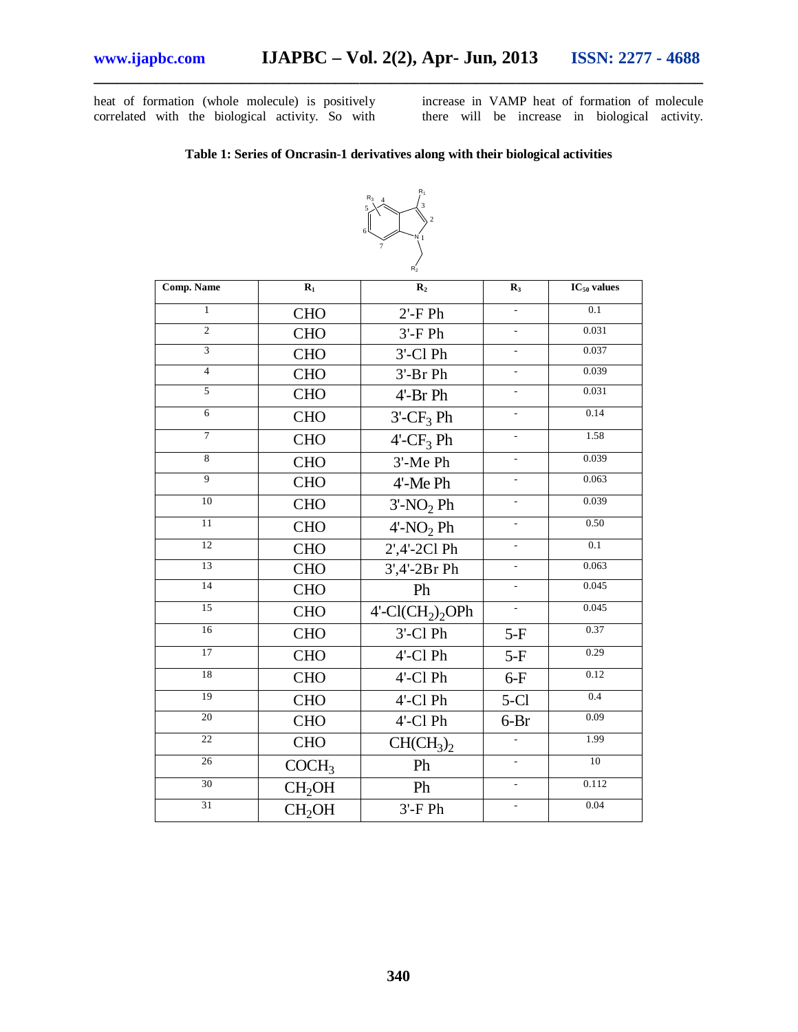heat of formation (whole molecule) is positively correlated with the biological activity. So with increase in VAMP heat of formation of molecule there will be increase in biological activity.

**Table 1: Series of Oncrasin-1 derivatives along with their biological activities**

| Comp. Name | $R_1$ | $R_2$ | $R_3$ | $IC_{50}$ values |
|---|---|---|---|---|
| 1 | CHO | 2'-F Ph | - | 0.1 |
| 2 | CHO | 3'-F Ph | - | 0.031 |
| 3 | CHO | 3'-Cl Ph | - | 0.037 |
| 4 | CHO | 3'-Br Ph | - | 0.039 |
| 5 | CHO | 4'-Br Ph | - | 0.031 |
| 6 | CHO | 3'-$CF_3$ Ph | - | 0.14 |
| 7 | CHO | 4'-$CF_3$ Ph | - | 1.58 |
| 8 | CHO | 3'-Me Ph | - | 0.039 |
| 9 | CHO | 4'-Me Ph | - | 0.063 |
| 10 | CHO | 3'-$NO_2$ Ph | - | 0.039 |
| 11 | CHO | 4'-$NO_2$ Ph | - | 0.50 |
| 12 | CHO | 2',4'-2Cl Ph | - | 0.1 |
| 13 | CHO | 3',4'-2Br Ph | - | 0.063 |
| 14 | CHO | Ph | - | 0.045 |
| 15 | CHO | 4'-$Cl(CH_2)_2OPh$ | - | 0.045 |
| 16 | CHO | 3'-Cl Ph | 5-F | 0.37 |
| 17 | CHO | 4'-Cl Ph | 5-F | 0.29 |
| 18 | CHO | 4'-Cl Ph | 6-F | 0.12 |
| 19 | CHO | 4'-Cl Ph | 5-Cl | 0.4 |
| 20 | CHO | 4'-Cl Ph | 6-Br | 0.09 |
| 22 | CHO | $CH(CH_3)_2$ | - | 1.99 |
| 26 | $COCH_3$ | Ph | - | 10 |
| 30 | $CH_2OH$ | Ph | - | 0.112 |
| 31 | $CH_2OH$ | 3'-F Ph | - | 0.04 |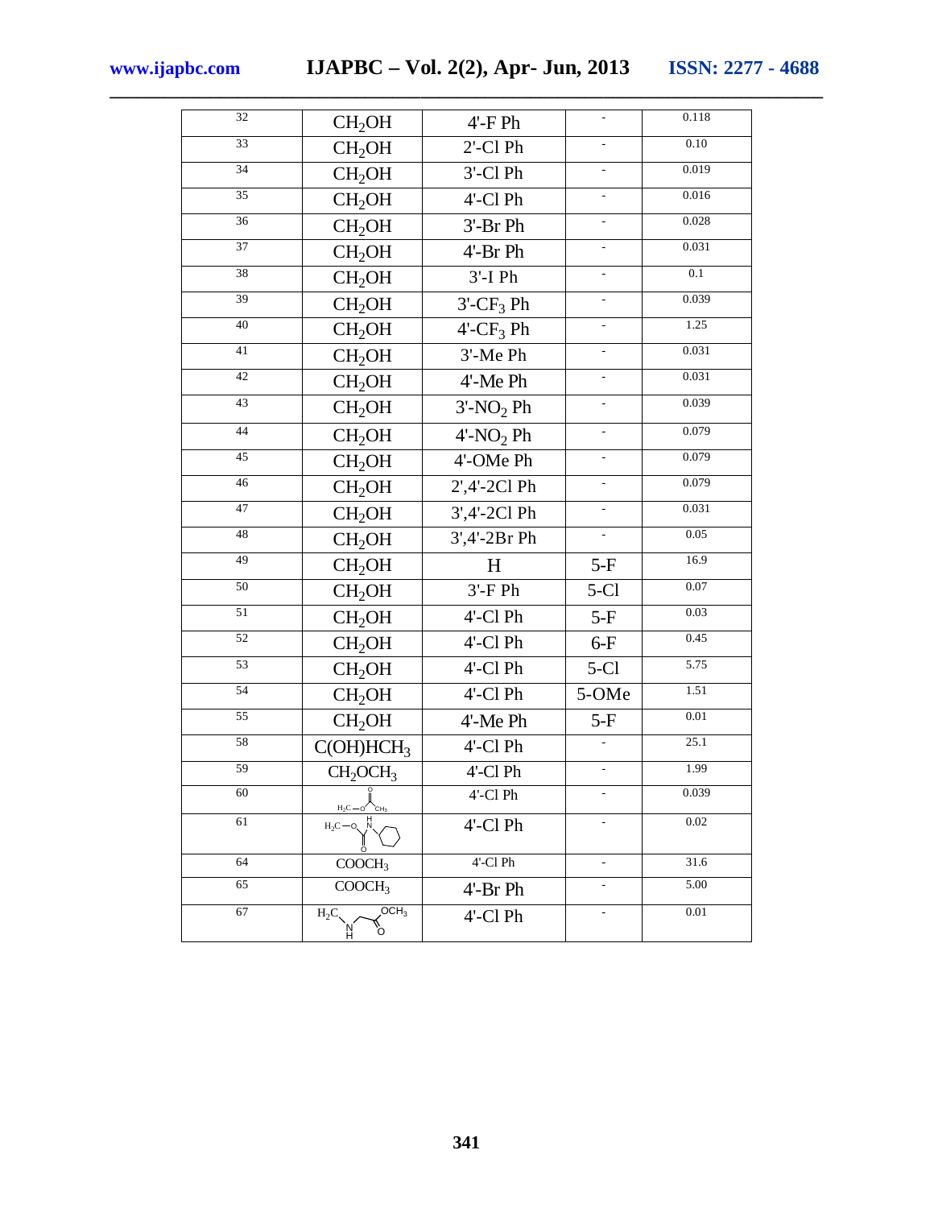| | | | | |
|---|---|---|---|---|
| 32 | $CH_2OH$ | 4'-F Ph | - | 0.118 |
| 33 | $CH_2OH$ | 2'-Cl Ph | - | 0.10 |
| 34 | $CH_2OH$ | 3'-Cl Ph | - | 0.019 |
| 35 | $CH_2OH$ | 4'-Cl Ph | - | 0.016 |
| 36 | $CH_2OH$ | 3'-Br Ph | - | 0.028 |
| 37 | $CH_2OH$ | 4'-Br Ph | - | 0.031 |
| 38 | $CH_2OH$ | 3'-I Ph | - | 0.1 |
| 39 | $CH_2OH$ | 3'-$CF_3$ Ph | - | 0.039 |
| 40 | $CH_2OH$ | 4'-$CF_3$ Ph | - | 1.25 |
| 41 | $CH_2OH$ | 3'-Me Ph | - | 0.031 |
| 42 | $CH_2OH$ | 4'-Me Ph | - | 0.031 |
| 43 | $CH_2OH$ | 3'-$NO_2$ Ph | - | 0.039 |
| 44 | $CH_2OH$ | 4'-$NO_2$ Ph | - | 0.079 |
| 45 | $CH_2OH$ | 4'-OMe Ph | - | 0.079 |
| 46 | $CH_2OH$ | 2',4'-2Cl Ph | - | 0.079 |
| 47 | $CH_2OH$ | 3',4'-2Cl Ph | - | 0.031 |
| 48 | $CH_2OH$ | 3',4'-2Br Ph | - | 0.05 |
| 49 | $CH_2OH$ | H | 5-F | 16.9 |
| 50 | $CH_2OH$ | 3'-F Ph | 5-Cl | 0.07 |
| 51 | $CH_2OH$ | 4'-Cl Ph | 5-F | 0.03 |
| 52 | $CH_2OH$ | 4'-Cl Ph | 6-F | 0.45 |
| 53 | $CH_2OH$ | 4'-Cl Ph | 5-Cl | 5.75 |
| 54 | $CH_2OH$ | 4'-Cl Ph | 5-OMe | 1.51 |
| 55 | $CH_2OH$ | 4'-Me Ph | 5-F | 0.01 |
| 58 | $C(OH)HCH_3$ | 4'-Cl Ph | - | 25.1 |
| 59 | $CH_2OCH_3$ | 4'-Cl Ph | - | 1.99 |
| 60 | $H_2C-O-C(=O)-CH_3$ | 4'-Cl Ph | - | 0.039 |
| 61 | $H_2C-O-C(=O)-NH-$cyclohexyl | 4'-Cl Ph | - | 0.02 |
| 64 | $COOCH_3$ | 4'-Cl Ph | - | 31.6 |
| 65 | $COOCH_3$ | 4'-Br Ph | - | 5.00 |
| 67 | $H_2C-NH-CH_2-C(=O)OCH_3$ | 4'-Cl Ph | - | 0.01 |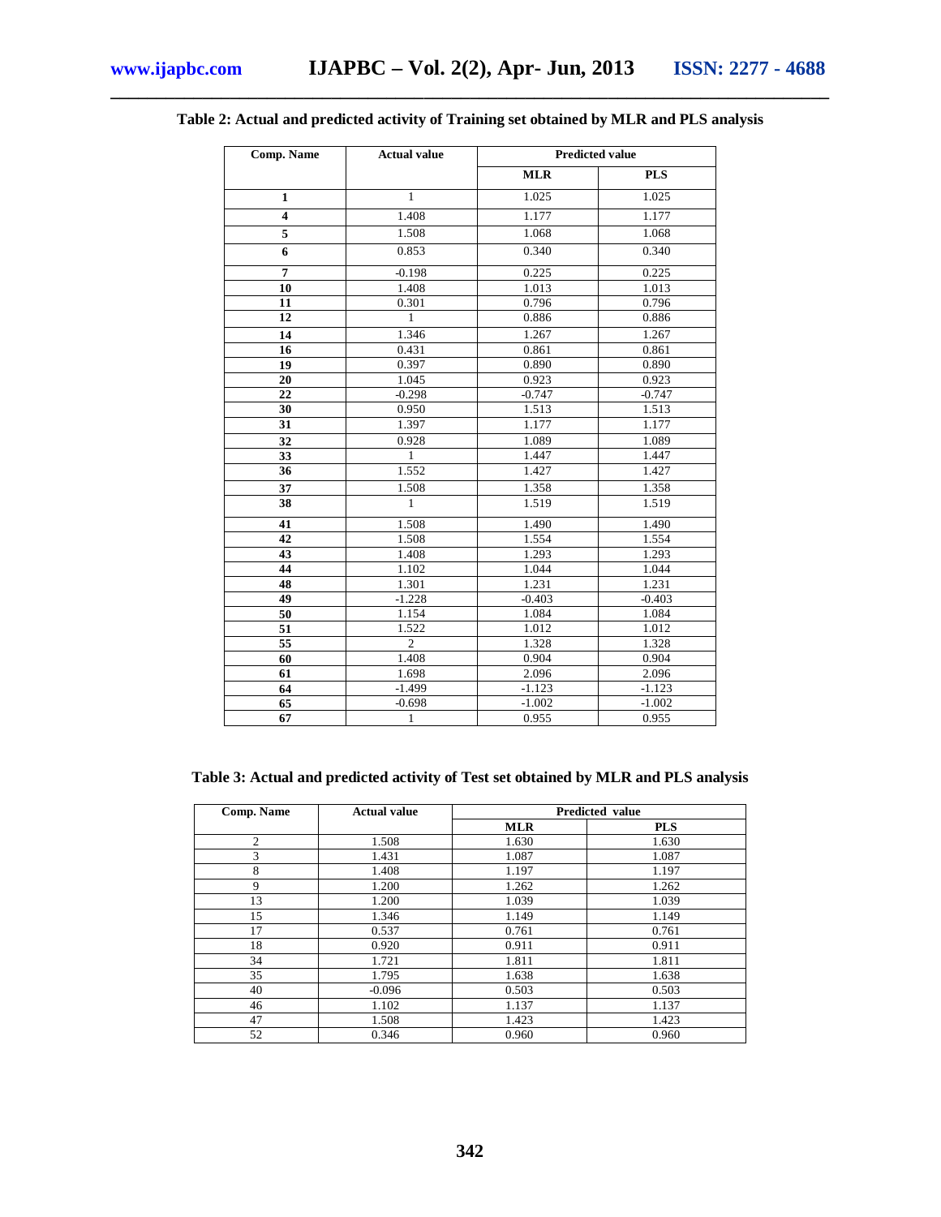**Table 2: Actual and predicted activity of Training set obtained by MLR and PLS analysis**

| Comp. Name | Actual value | Predicted value | |
|---|---|---|---|
| | | **MLR** | **PLS** |
| **1** | 1 | 1.025 | 1.025 |
| **4** | 1.408 | 1.177 | 1.177 |
| **5** | 1.508 | 1.068 | 1.068 |
| **6** | 0.853 | 0.340 | 0.340 |
| **7** | -0.198 | 0.225 | 0.225 |
| **10** | 1.408 | 1.013 | 1.013 |
| **11** | 0.301 | 0.796 | 0.796 |
| **12** | 1 | 0.886 | 0.886 |
| **14** | 1.346 | 1.267 | 1.267 |
| **16** | 0.431 | 0.861 | 0.861 |
| **19** | 0.397 | 0.890 | 0.890 |
| **20** | 1.045 | 0.923 | 0.923 |
| **22** | -0.298 | -0.747 | -0.747 |
| **30** | 0.950 | 1.513 | 1.513 |
| **31** | 1.397 | 1.177 | 1.177 |
| **32** | 0.928 | 1.089 | 1.089 |
| **33** | 1 | 1.447 | 1.447 |
| **36** | 1.552 | 1.427 | 1.427 |
| **37** | 1.508 | 1.358 | 1.358 |
| **38** | 1 | 1.519 | 1.519 |
| **41** | 1.508 | 1.490 | 1.490 |
| **42** | 1.508 | 1.554 | 1.554 |
| **43** | 1.408 | 1.293 | 1.293 |
| **44** | 1.102 | 1.044 | 1.044 |
| **48** | 1.301 | 1.231 | 1.231 |
| **49** | -1.228 | -0.403 | -0.403 |
| **50** | 1.154 | 1.084 | 1.084 |
| **51** | 1.522 | 1.012 | 1.012 |
| **55** | 2 | 1.328 | 1.328 |
| **60** | 1.408 | 0.904 | 0.904 |
| **61** | 1.698 | 2.096 | 2.096 |
| **64** | -1.499 | -1.123 | -1.123 |
| **65** | -0.698 | -1.002 | -1.002 |
| **67** | 1 | 0.955 | 0.955 |

**Table 3: Actual and predicted activity of Test set obtained by MLR and PLS analysis**

| Comp. Name | Actual value | Predicted value | |
|---|---|---|---|
| | | **MLR** | **PLS** |
| 2 | 1.508 | 1.630 | 1.630 |
| 3 | 1.431 | 1.087 | 1.087 |
| 8 | 1.408 | 1.197 | 1.197 |
| 9 | 1.200 | 1.262 | 1.262 |
| 13 | 1.200 | 1.039 | 1.039 |
| 15 | 1.346 | 1.149 | 1.149 |
| 17 | 0.537 | 0.761 | 0.761 |
| 18 | 0.920 | 0.911 | 0.911 |
| 34 | 1.721 | 1.811 | 1.811 |
| 35 | 1.795 | 1.638 | 1.638 |
| 40 | -0.096 | 0.503 | 0.503 |
| 46 | 1.102 | 1.137 | 1.137 |
| 47 | 1.508 | 1.423 | 1.423 |
| 52 | 0.346 | 0.960 | 0.960 |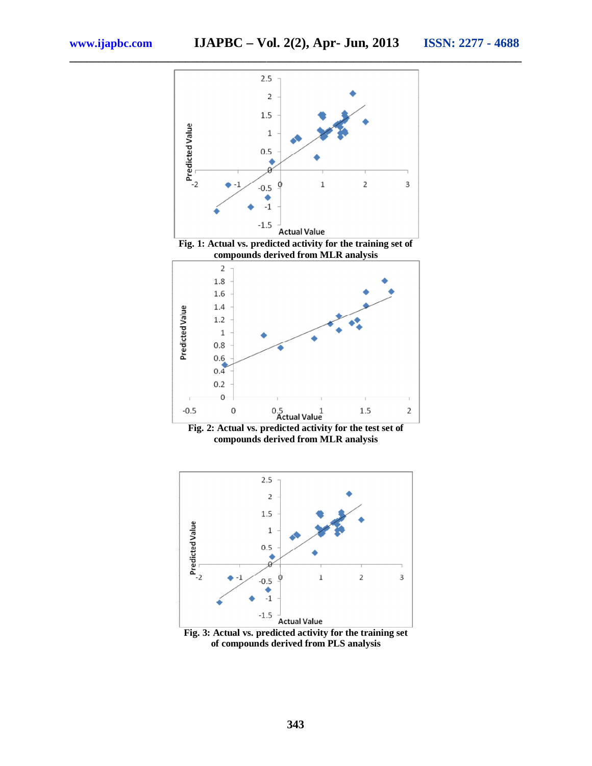Fig. 1: Actual vs. predicted activity for the training set of compounds derived from MLR analysis

Fig. 2: Actual vs. predicted activity for the test set of compounds derived from MLR analysis

Fig. 3: Actual vs. predicted activity for the training set of compounds derived from PLS analysis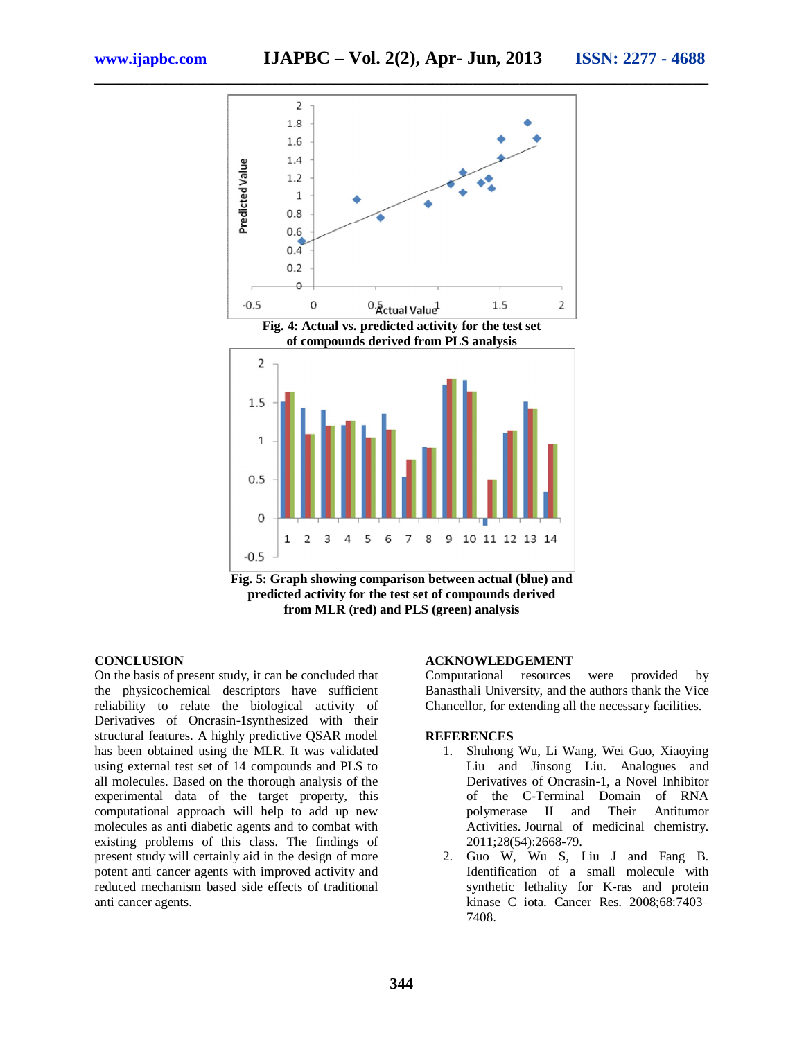Fig. 4: Actual vs. predicted activity for the test set of compounds derived from PLS analysis

Fig. 5: Graph showing comparison between actual (blue) and predicted activity for the test set of compounds derived from MLR (red) and PLS (green) analysis

## CONCLUSION

On the basis of present study, it can be concluded that the physicochemical descriptors have sufficient reliability to relate the biological activity of Derivatives of Oncrasin-1synthesized with their structural features. A highly predictive QSAR model has been obtained using the MLR. It was validated using external test set of 14 compounds and PLS to all molecules. Based on the thorough analysis of the experimental data of the target property, this computational approach will help to add up new molecules as anti diabetic agents and to combat with existing problems of this class. The findings of present study will certainly aid in the design of more potent anti cancer agents with improved activity and reduced mechanism based side effects of traditional anti cancer agents.

## ACKNOWLEDGEMENT

Computational resources were provided by Banasthali University, and the authors thank the Vice Chancellor, for extending all the necessary facilities.

## REFERENCES

1. Shuhong Wu, Li Wang, Wei Guo, Xiaoying Liu and Jinsong Liu. Analogues and Derivatives of Oncrasin-1, a Novel Inhibitor of the C-Terminal Domain of RNA polymerase II and Their Antitumor Activities. Journal of medicinal chemistry. 2011;28(54):2668-79.
2. Guo W, Wu S, Liu J and Fang B. Identification of a small molecule with synthetic lethality for K-ras and protein kinase C iota. Cancer Res. 2008;68:7403–7408.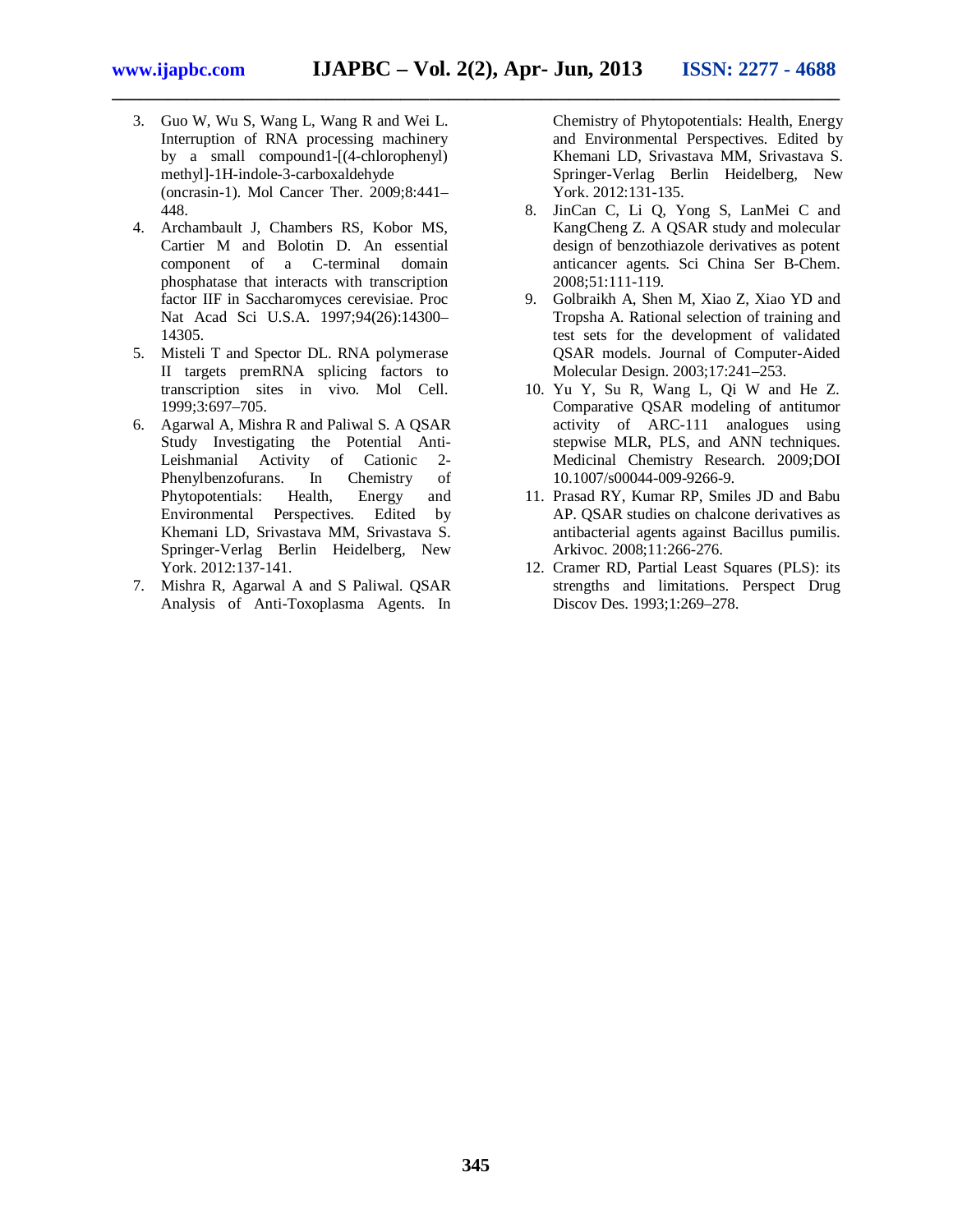3. Guo W, Wu S, Wang L, Wang R and Wei L. Interruption of RNA processing machinery by a small compound1-[(4-chlorophenyl) methyl]-1H-indole-3-carboxaldehyde (oncrasin-1). Mol Cancer Ther. 2009;8:441–448.
4. Archambault J, Chambers RS, Kobor MS, Cartier M and Bolotin D. An essential component of a C-terminal domain phosphatase that interacts with transcription factor IIF in Saccharomyces cerevisiae. Proc Nat Acad Sci U.S.A. 1997;94(26):14300–14305.
5. Misteli T and Spector DL. RNA polymerase II targets premRNA splicing factors to transcription sites in vivo. Mol Cell. 1999;3:697–705.
6. Agarwal A, Mishra R and Paliwal S. A QSAR Study Investigating the Potential Anti-Leishmanial Activity of Cationic 2-Phenylbenzofurans. In Chemistry of Phytopotentials: Health, Energy and Environmental Perspectives. Edited by Khemani LD, Srivastava MM, Srivastava S. Springer-Verlag Berlin Heidelberg, New York. 2012:137-141.
7. Mishra R, Agarwal A and S Paliwal. QSAR Analysis of Anti-Toxoplasma Agents. In Chemistry of Phytopotentials: Health, Energy and Environmental Perspectives. Edited by Khemani LD, Srivastava MM, Srivastava S. Springer-Verlag Berlin Heidelberg, New York. 2012:131-135.
8. JinCan C, Li Q, Yong S, LanMei C and KangCheng Z. A QSAR study and molecular design of benzothiazole derivatives as potent anticancer agents. Sci China Ser B-Chem. 2008;51:111-119.
9. Golbraikh A, Shen M, Xiao Z, Xiao YD and Tropsha A. Rational selection of training and test sets for the development of validated QSAR models. Journal of Computer-Aided Molecular Design. 2003;17:241–253.
10. Yu Y, Su R, Wang L, Qi W and He Z. Comparative QSAR modeling of antitumor activity of ARC-111 analogues using stepwise MLR, PLS, and ANN techniques. Medicinal Chemistry Research. 2009;DOI 10.1007/s00044-009-9266-9.
11. Prasad RY, Kumar RP, Smiles JD and Babu AP. QSAR studies on chalcone derivatives as antibacterial agents against Bacillus pumilis. Arkivoc. 2008;11:266-276.
12. Cramer RD, Partial Least Squares (PLS): its strengths and limitations. Perspect Drug Discov Des. 1993;1:269–278.